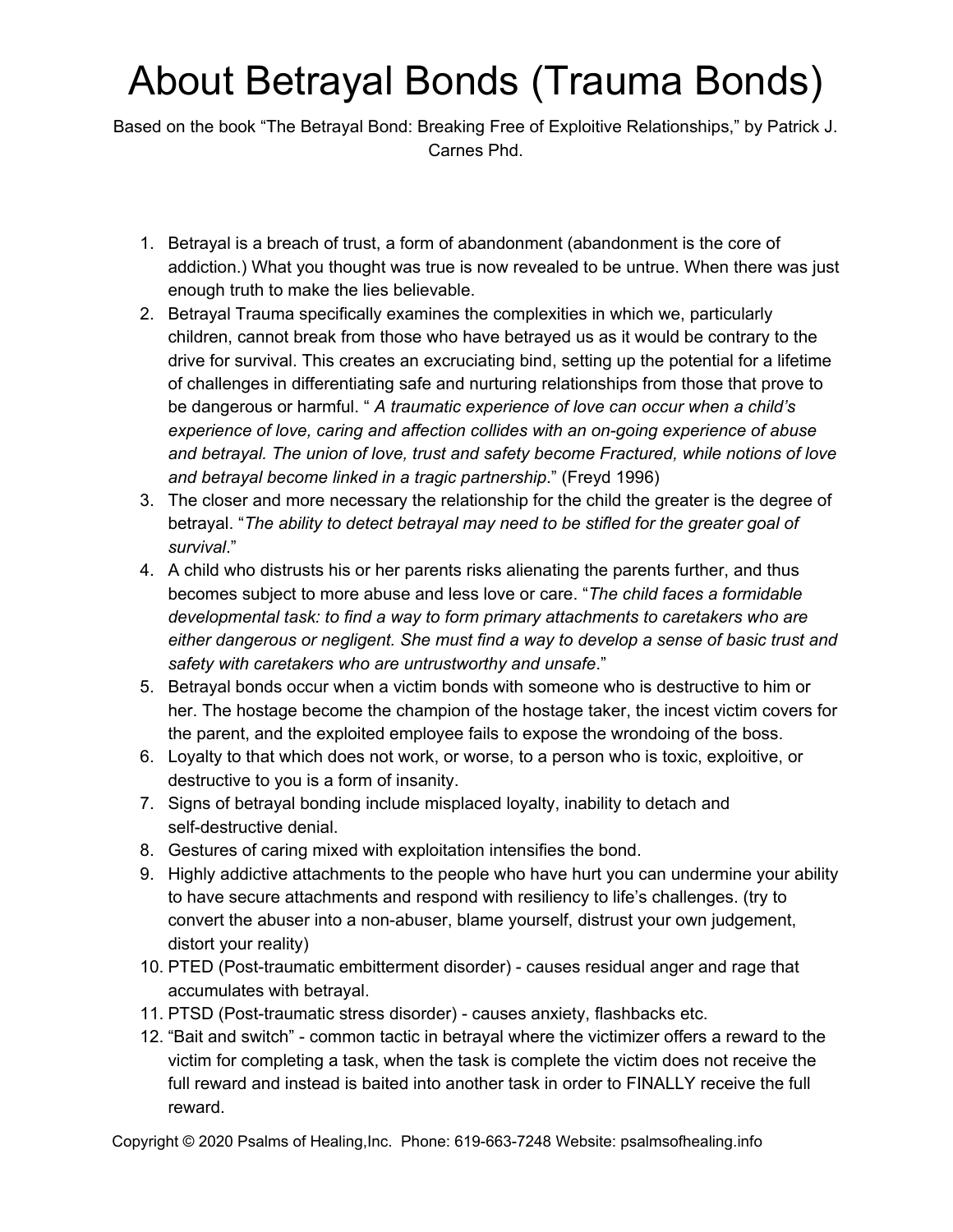# About Betrayal Bonds (Trauma Bonds)

Based on the book "The Betrayal Bond: Breaking Free of Exploitive Relationships," by Patrick J. Carnes Phd.

1. Betrayal is a breach of trust, a form of abandonment (abandonment is the core of addiction.) What you thought was true is now revealed to be untrue. When there was just enough truth to make the lies believable.
2. Betrayal Trauma specifically examines the complexities in which we, particularly children, cannot break from those who have betrayed us as it would be contrary to the drive for survival. This creates an excruciating bind, setting up the potential for a lifetime of challenges in differentiating safe and nurturing relationships from those that prove to be dangerous or harmful. " *A traumatic experience of love can occur when a child's experience of love, caring and affection collides with an on-going experience of abuse and betrayal. The union of love, trust and safety become Fractured, while notions of love and betrayal become linked in a tragic partnership*." (Freyd 1996)
3. The closer and more necessary the relationship for the child the greater is the degree of betrayal. "*The ability to detect betrayal may need to be stifled for the greater goal of survival*."
4. A child who distrusts his or her parents risks alienating the parents further, and thus becomes subject to more abuse and less love or care. "*The child faces a formidable developmental task: to find a way to form primary attachments to caretakers who are either dangerous or negligent. She must find a way to develop a sense of basic trust and safety with caretakers who are untrustworthy and unsafe*."
5. Betrayal bonds occur when a victim bonds with someone who is destructive to him or her. The hostage become the champion of the hostage taker, the incest victim covers for the parent, and the exploited employee fails to expose the wrongdoing of the boss.
6. Loyalty to that which does not work, or worse, to a person who is toxic, exploitive, or destructive to you is a form of insanity.
7. Signs of betrayal bonding include misplaced loyalty, inability to detach and self-destructive denial.
8. Gestures of caring mixed with exploitation intensifies the bond.
9. Highly addictive attachments to the people who have hurt you can undermine your ability to have secure attachments and respond with resiliency to life's challenges. (try to convert the abuser into a non-abuser, blame yourself, distrust your own judgement, distort your reality)
10. PTED (Post-traumatic embitterment disorder) - causes residual anger and rage that accumulates with betrayal.
11. PTSD (Post-traumatic stress disorder) - causes anxiety, flashbacks etc.
12. "Bait and switch" - common tactic in betrayal where the victimizer offers a reward to the victim for completing a task, when the task is complete the victim does not receive the full reward and instead is baited into another task in order to FINALLY receive the full reward.

Copyright © 2020 Psalms of Healing,Inc. Phone: 619-663-7248 Website: psalmsofhealing.info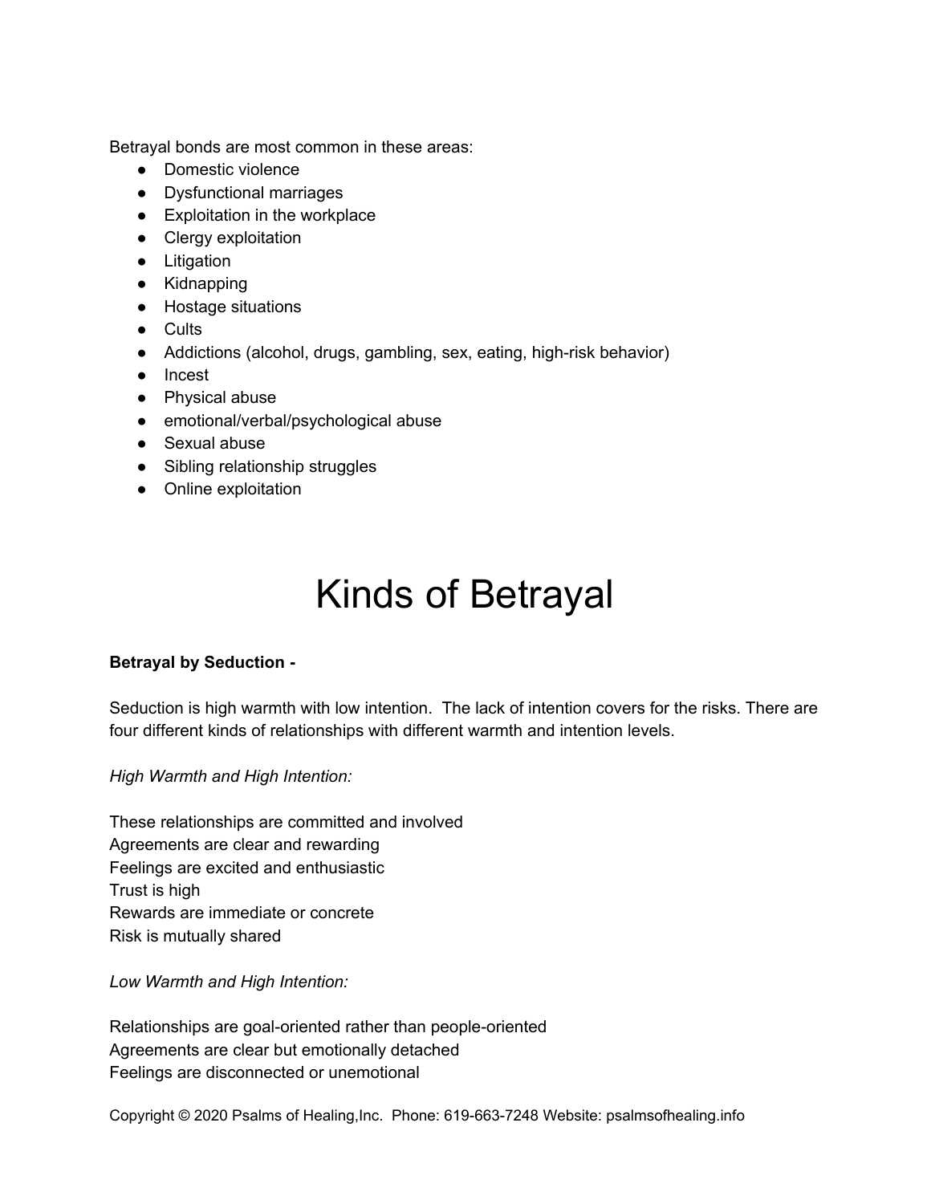Betrayal bonds are most common in these areas:

- Domestic violence
- Dysfunctional marriages
- Exploitation in the workplace
- Clergy exploitation
- Litigation
- Kidnapping
- Hostage situations
- Cults
- Addictions (alcohol, drugs, gambling, sex, eating, high-risk behavior)
- Incest
- Physical abuse
- emotional/verbal/psychological abuse
- Sexual abuse
- Sibling relationship struggles
- Online exploitation

# Kinds of Betrayal

**Betrayal by Seduction -**

Seduction is high warmth with low intention. The lack of intention covers for the risks. There are four different kinds of relationships with different warmth and intention levels.

*High Warmth and High Intention:*

These relationships are committed and involved
Agreements are clear and rewarding
Feelings are excited and enthusiastic
Trust is high
Rewards are immediate or concrete
Risk is mutually shared

*Low Warmth and High Intention:*

Relationships are goal-oriented rather than people-oriented
Agreements are clear but emotionally detached
Feelings are disconnected or unemotional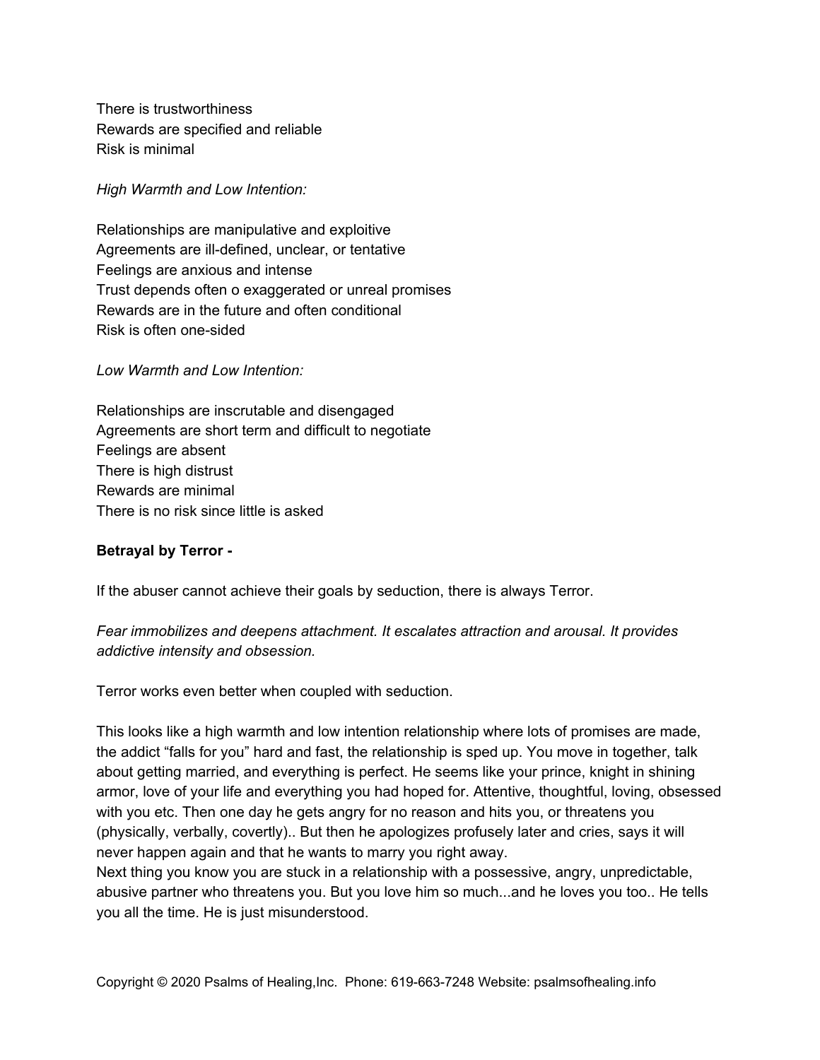There is trustworthiness
Rewards are specified and reliable
Risk is minimal

*High Warmth and Low Intention:*

Relationships are manipulative and exploitive
Agreements are ill-defined, unclear, or tentative
Feelings are anxious and intense
Trust depends often o exaggerated or unreal promises
Rewards are in the future and often conditional
Risk is often one-sided

*Low Warmth and Low Intention:*

Relationships are inscrutable and disengaged
Agreements are short term and difficult to negotiate
Feelings are absent
There is high distrust
Rewards are minimal
There is no risk since little is asked

**Betrayal by Terror -**

If the abuser cannot achieve their goals by seduction, there is always Terror.

*Fear immobilizes and deepens attachment. It escalates attraction and arousal. It provides addictive intensity and obsession.*

Terror works even better when coupled with seduction.

This looks like a high warmth and low intention relationship where lots of promises are made, the addict "falls for you" hard and fast, the relationship is sped up. You move in together, talk about getting married, and everything is perfect. He seems like your prince, knight in shining armor, love of your life and everything you had hoped for. Attentive, thoughtful, loving, obsessed with you etc. Then one day he gets angry for no reason and hits you, or threatens you (physically, verbally, covertly).. But then he apologizes profusely later and cries, says it will never happen again and that he wants to marry you right away.
Next thing you know you are stuck in a relationship with a possessive, angry, unpredictable, abusive partner who threatens you. But you love him so much...and he loves you too.. He tells you all the time. He is just misunderstood.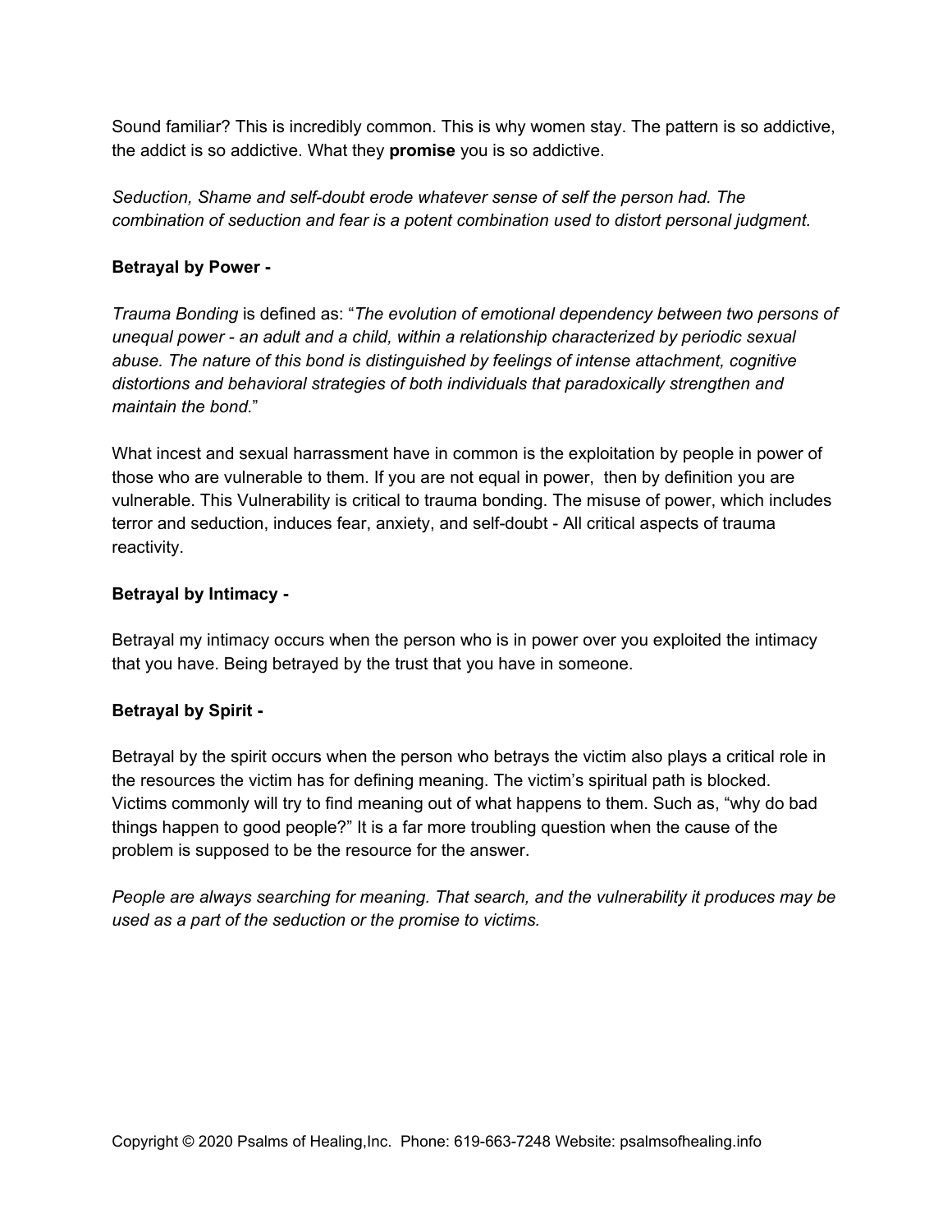Sound familiar? This is incredibly common. This is why women stay. The pattern is so addictive, the addict is so addictive. What they **promise** you is so addictive.

*Seduction, Shame and self-doubt erode whatever sense of self the person had. The combination of seduction and fear is a potent combination used to distort personal judgment.*

**Betrayal by Power -**

*Trauma Bonding* is defined as: "*The evolution of emotional dependency between two persons of unequal power - an adult and a child, within a relationship characterized by periodic sexual abuse. The nature of this bond is distinguished by feelings of intense attachment, cognitive distortions and behavioral strategies of both individuals that paradoxically strengthen and maintain the bond.*"

What incest and sexual harrassment have in common is the exploitation by people in power of those who are vulnerable to them. If you are not equal in power, then by definition you are vulnerable. This Vulnerability is critical to trauma bonding. The misuse of power, which includes terror and seduction, induces fear, anxiety, and self-doubt - All critical aspects of trauma reactivity.

**Betrayal by Intimacy -**

Betrayal my intimacy occurs when the person who is in power over you exploited the intimacy that you have. Being betrayed by the trust that you have in someone.

**Betrayal by Spirit -**

Betrayal by the spirit occurs when the person who betrays the victim also plays a critical role in the resources the victim has for defining meaning. The victim's spiritual path is blocked. Victims commonly will try to find meaning out of what happens to them. Such as, "why do bad things happen to good people?" It is a far more troubling question when the cause of the problem is supposed to be the resource for the answer.

*People are always searching for meaning. That search, and the vulnerability it produces may be used as a part of the seduction or the promise to victims.*

Copyright © 2020 Psalms of Healing,Inc. Phone: 619-663-7248 Website: psalmsofhealing.info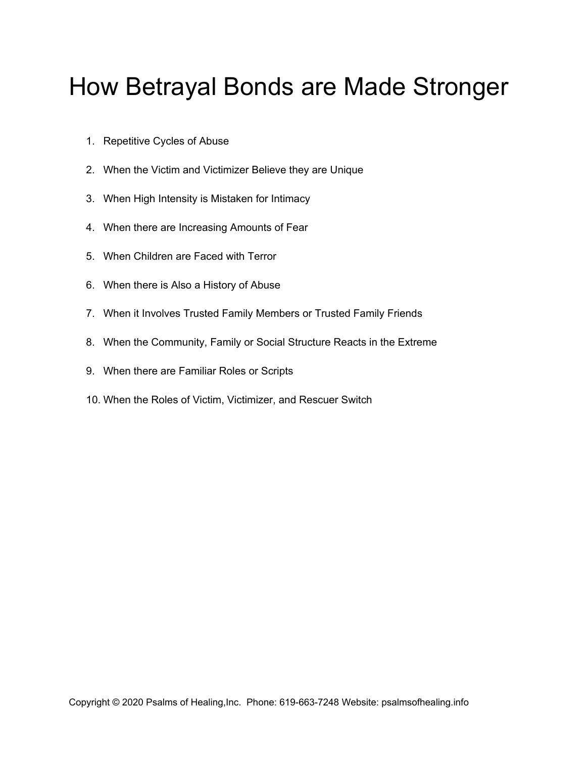# How Betrayal Bonds are Made Stronger

1. Repetitive Cycles of Abuse
2. When the Victim and Victimizer Believe they are Unique
3. When High Intensity is Mistaken for Intimacy
4. When there are Increasing Amounts of Fear
5. When Children are Faced with Terror
6. When there is Also a History of Abuse
7. When it Involves Trusted Family Members or Trusted Family Friends
8. When the Community, Family or Social Structure Reacts in the Extreme
9. When there are Familiar Roles or Scripts
10. When the Roles of Victim, Victimizer, and Rescuer Switch